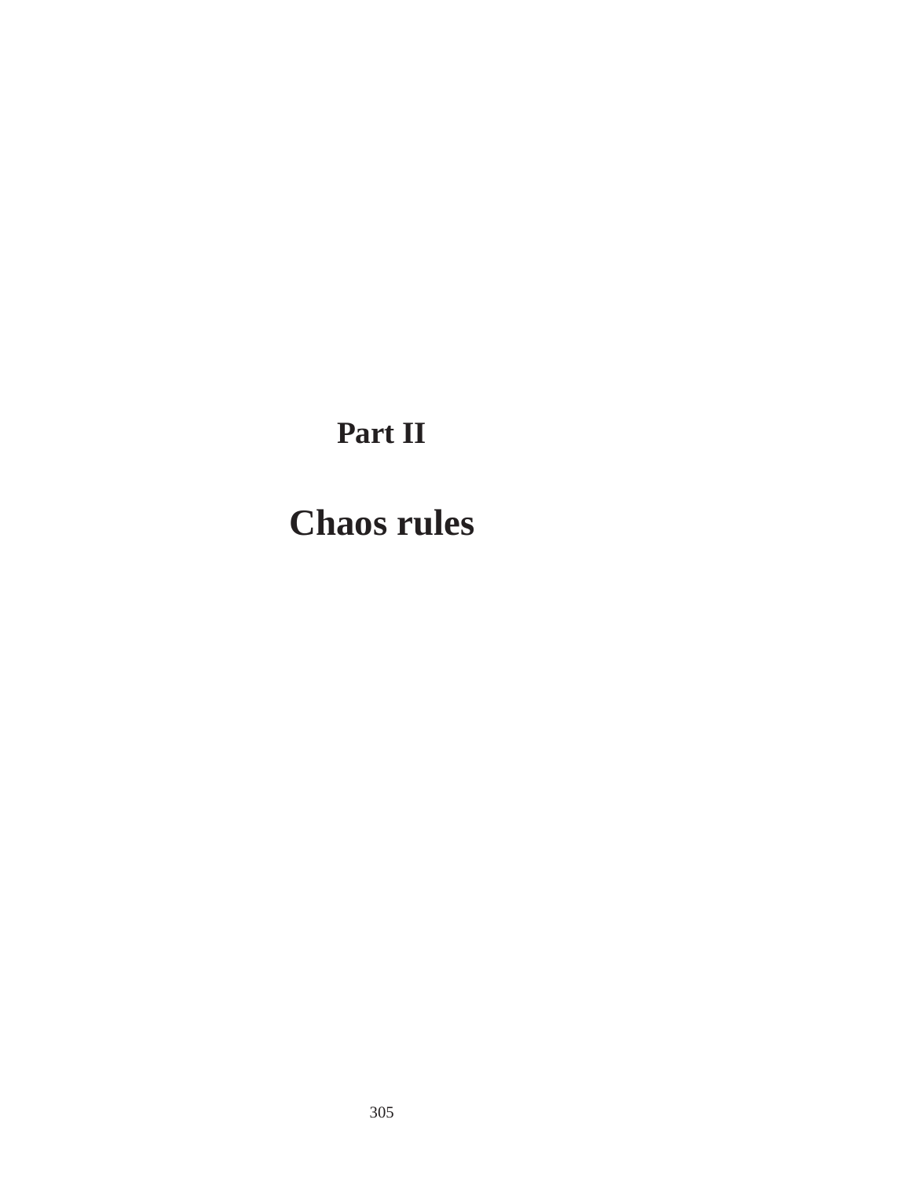# Part II

# Chaos rules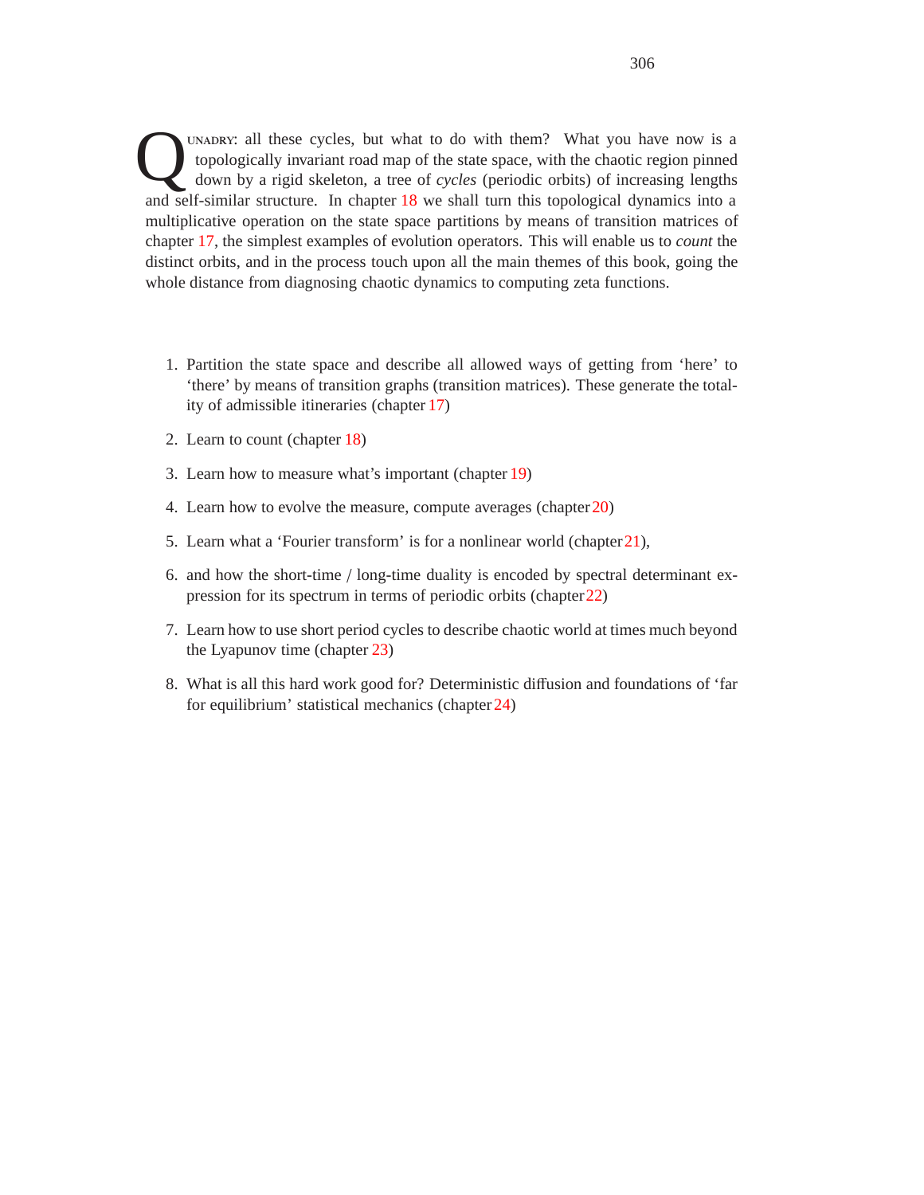QUNADRY: all these cycles, but what to do with them? What you have now is a topologically invariant road map of the state space, with the chaotic region pinned down by a rigid skeleton, a tree of *cycles* (periodic orbits) of increasing lengths and self-similar structure. In chapter 18 we shall turn this topological dynamics into a multiplicative operation on the state space partitions by means of transition matrices of chapter 17, the simplest examples of evolution operators. This will enable us to *count* the distinct orbits, and in the process touch upon all the main themes of this book, going the whole distance from diagnosing chaotic dynamics to computing zeta functions.

1. Partition the state space and describe all allowed ways of getting from 'here' to 'there' by means of transition graphs (transition matrices). These generate the totality of admissible itineraries (chapter 17)
2. Learn to count (chapter 18)
3. Learn how to measure what's important (chapter 19)
4. Learn how to evolve the measure, compute averages (chapter 20)
5. Learn what a 'Fourier transform' is for a nonlinear world (chapter 21),
6. and how the short-time / long-time duality is encoded by spectral determinant expression for its spectrum in terms of periodic orbits (chapter 22)
7. Learn how to use short period cycles to describe chaotic world at times much beyond the Lyapunov time (chapter 23)
8. What is all this hard work good for? Deterministic diffusion and foundations of 'far for equilibrium' statistical mechanics (chapter 24)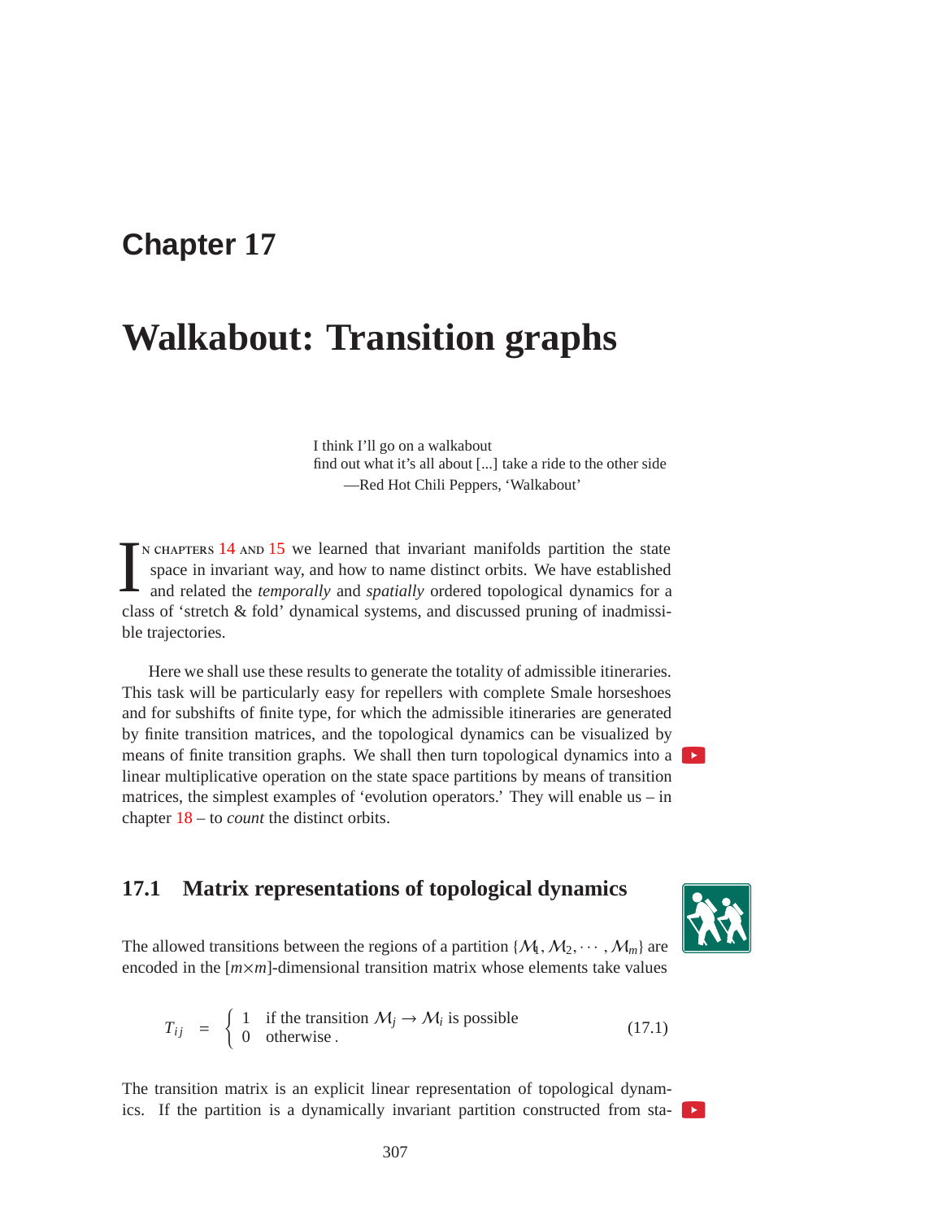# Chapter 17

# Walkabout: Transition graphs

I think I'll go on a walkabout
find out what it's all about [...] take a ride to the other side
—Red Hot Chili Peppers, 'Walkabout'

In chapters 14 and 15 we learned that invariant manifolds partition the state space in invariant way, and how to name distinct orbits. We have established and related the *temporally* and *spatially* ordered topological dynamics for a class of 'stretch & fold' dynamical systems, and discussed pruning of inadmissible trajectories.

Here we shall use these results to generate the totality of admissible itineraries. This task will be particularly easy for repellers with complete Smale horseshoes and for subshifts of finite type, for which the admissible itineraries are generated by finite transition matrices, and the topological dynamics can be visualized by means of finite transition graphs. We shall then turn topological dynamics into a linear multiplicative operation on the state space partitions by means of transition matrices, the simplest examples of 'evolution operators.' They will enable us – in chapter 18 – to *count* the distinct orbits.

## 17.1 Matrix representations of topological dynamics

The allowed transitions between the regions of a partition $\{\mathcal{M}_1, \mathcal{M}_2, \cdots, \mathcal{M}_m\}$ are encoded in the $[m \times m]$-dimensional transition matrix whose elements take values

$$T_{ij} = \begin{cases} 1 & \text{if the transition } \mathcal{M}_j \to \mathcal{M}_i \text{ is possible} \\ 0 & \text{otherwise}\,. \end{cases} \tag{17.1}$$

The transition matrix is an explicit linear representation of topological dynamics. If the partition is a dynamically invariant partition constructed from sta-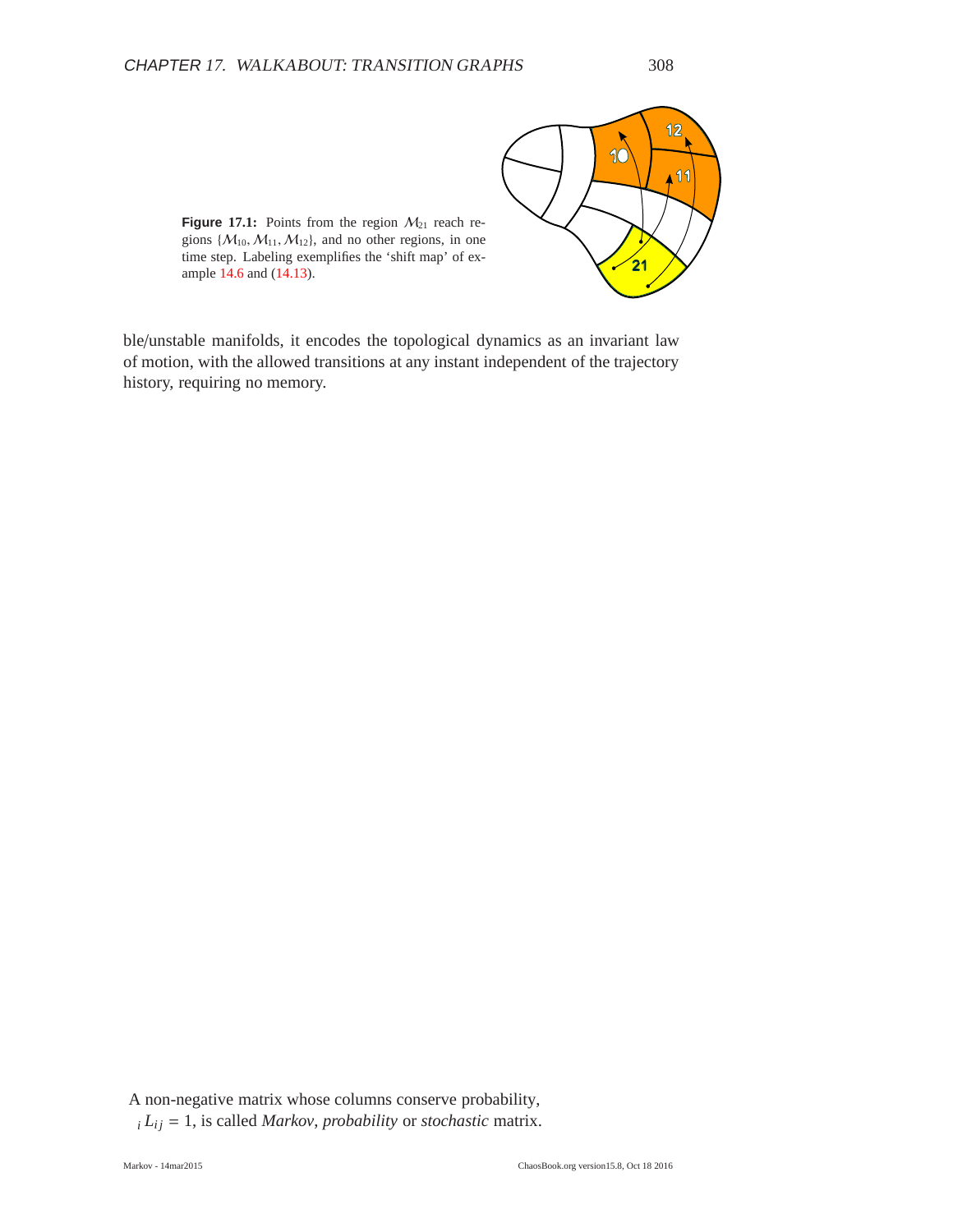**Figure 17.1:** Points from the region $\mathcal{M}_{21}$ reach regions $\{\mathcal{M}_{10}, \mathcal{M}_{11}, \mathcal{M}_{12}\}$, and no other regions, in one time step. Labeling exemplifies the 'shift map' of example 14.6 and (14.13).

ble/unstable manifolds, it encodes the topological dynamics as an invariant law of motion, with the allowed transitions at any instant independent of the trajectory history, requiring no memory.

A non-negative matrix whose columns conserve probability, $_i L_{ij} = 1$, is called *Markov*, *probability* or *stochastic* matrix.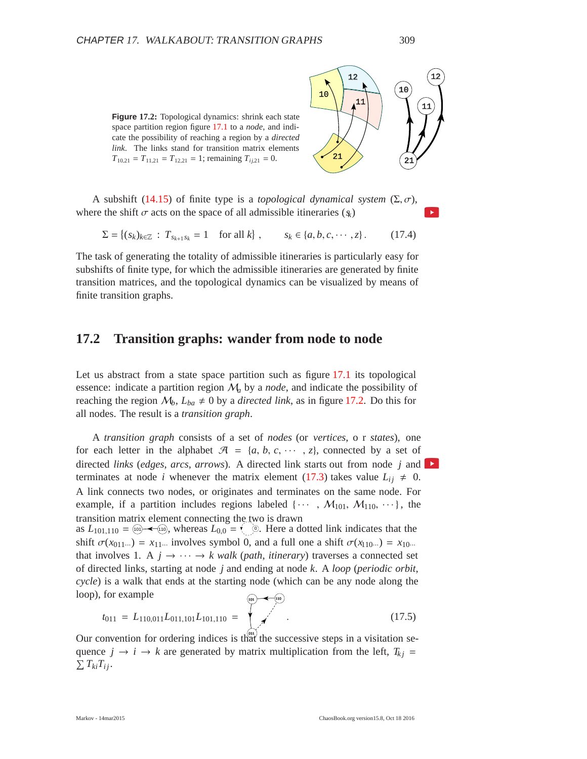**Figure 17.2:** Topological dynamics: shrink each state space partition region figure 17.1 to a *node*, and indicate the possibility of reaching a region by a *directed link*. The links stand for transition matrix elements $T_{10,21} = T_{11,21} = T_{12,21} = 1$; remaining $T_{ij,21} = 0$.

A subshift (14.15) of finite type is a *topological dynamical system* $(\Sigma, \sigma)$, where the shift $\sigma$ acts on the space of all admissible itineraries $(s_k)$

$$\Sigma = \{(s_k)_{k\in\mathbb{Z}} \; : \; T_{s_{k+1}s_k} = 1 \quad \text{for all } k\} \,, \qquad s_k \in \{a, b, c, \cdots, z\} \,. \tag{17.4}$$

The task of generating the totality of admissible itineraries is particularly easy for subshifts of finite type, for which the admissible itineraries are generated by finite transition matrices, and the topological dynamics can be visualized by means of finite transition graphs.

## 17.2 Transition graphs: wander from node to node

Let us abstract from a state space partition such as figure 17.1 its topological essence: indicate a partition region $\mathcal{M}_a$ by a *node*, and indicate the possibility of reaching the region $\mathcal{M}_b$, $L_{ba} \neq 0$ by a *directed link*, as in figure 17.2. Do this for all nodes. The result is a *transition graph*.

A *transition graph* consists of a set of *nodes* (or *vertices*, o r *states*), one for each letter in the alphabet $\mathcal{A} = \{a, b, c, \cdots, z\}$, connected by a set of directed *links* (*edges*, *arcs*, *arrows*). A directed link starts out from node $j$ and terminates at node $i$ whenever the matrix element (17.3) takes value $L_{ij} \neq 0$. A link connects two nodes, or originates and terminates on the same node. For example, if a partition includes regions labeled $\{\cdots, \mathcal{M}_{101}, \mathcal{M}_{110}, \cdots\}$, the transition matrix element connecting the two is drawn as $L_{101,110} =$ (101)←(110), whereas $L_{0,0} =$ (0) (dotted self-loop). Here a dotted link indicates that the shift $\sigma(x_{011\cdots}) = x_{11\cdots}$ involves symbol 0, and a full one a shift $\sigma(x_{110\cdots}) = x_{10\cdots}$ that involves 1. A $j \to \cdots \to k$ *walk* (*path*, *itinerary*) traverses a connected set of directed links, starting at node $j$ and ending at node $k$. A *loop* (*periodic orbit*, *cycle*) is a walk that ends at the starting node (which can be any node along the loop), for example

$$t_{011} = L_{110,011} L_{011,101} L_{101,110} = \quad \text{(loop: 110 → 101 → 011 ⇢ 110)} \,. \tag{17.5}$$

Our convention for ordering indices is that the successive steps in a visitation sequence $j \to i \to k$ are generated by matrix multiplication from the left, $T_{kj} = \sum T_{ki} T_{ij}$.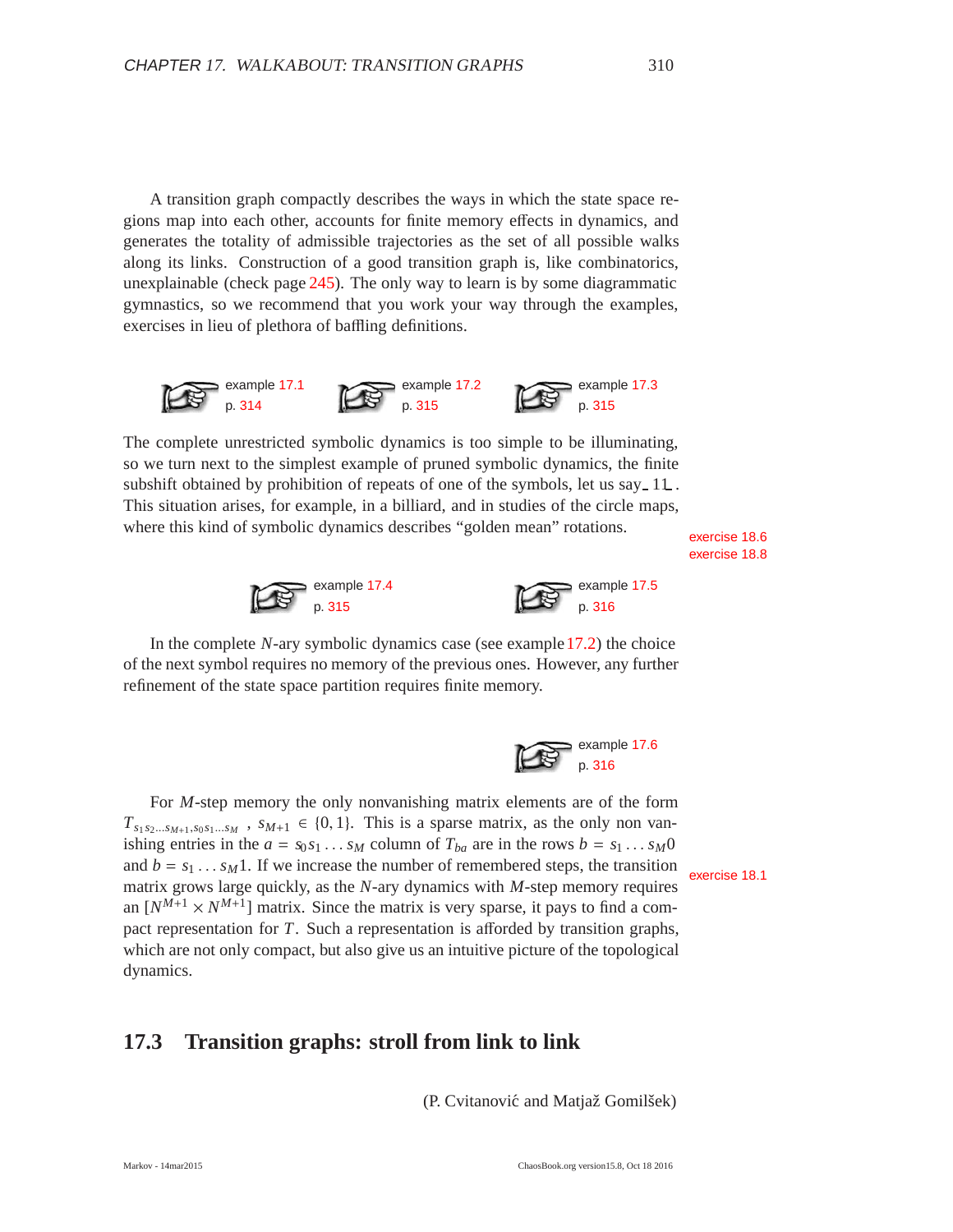A transition graph compactly describes the ways in which the state space regions map into each other, accounts for finite memory effects in dynamics, and generates the totality of admissible trajectories as the set of all possible walks along its links. Construction of a good transition graph is, like combinatorics, unexplainable (check page 245). The only way to learn is by some diagrammatic gymnastics, so we recommend that you work your way through the examples, exercises in lieu of plethora of baffling definitions.

example 17.1 p. 314 example 17.2 p. 315 example 17.3 p. 315

The complete unrestricted symbolic dynamics is too simple to be illuminating, so we turn next to the simplest example of pruned symbolic dynamics, the finite subshift obtained by prohibition of repeats of one of the symbols, let us say $\_11\_$. This situation arises, for example, in a billiard, and in studies of the circle maps, where this kind of symbolic dynamics describes "golden mean" rotations.

exercise 18.6
exercise 18.8

example 17.4 p. 315 example 17.5 p. 316

In the complete $N$-ary symbolic dynamics case (see example 17.2) the choice of the next symbol requires no memory of the previous ones. However, any further refinement of the state space partition requires finite memory.

example 17.6 p. 316

For $M$-step memory the only nonvanishing matrix elements are of the form $T_{s_1 s_2 \ldots s_{M+1}, s_0 s_1 \ldots s_M}$, $s_{M+1} \in \{0, 1\}$. This is a sparse matrix, as the only non vanishing entries in the $a = s_0 s_1 \ldots s_M$ column of $T_{ba}$ are in the rows $b = s_1 \ldots s_M 0$ and $b = s_1 \ldots s_M 1$. If we increase the number of remembered steps, the transition matrix grows large quickly, as the $N$-ary dynamics with $M$-step memory requires an $[N^{M+1} \times N^{M+1}]$ matrix. Since the matrix is very sparse, it pays to find a compact representation for $T$. Such a representation is afforded by transition graphs, which are not only compact, but also give us an intuitive picture of the topological dynamics.

exercise 18.1

## 17.3 Transition graphs: stroll from link to link

(P. Cvitanović and Matjaž Gomilšek)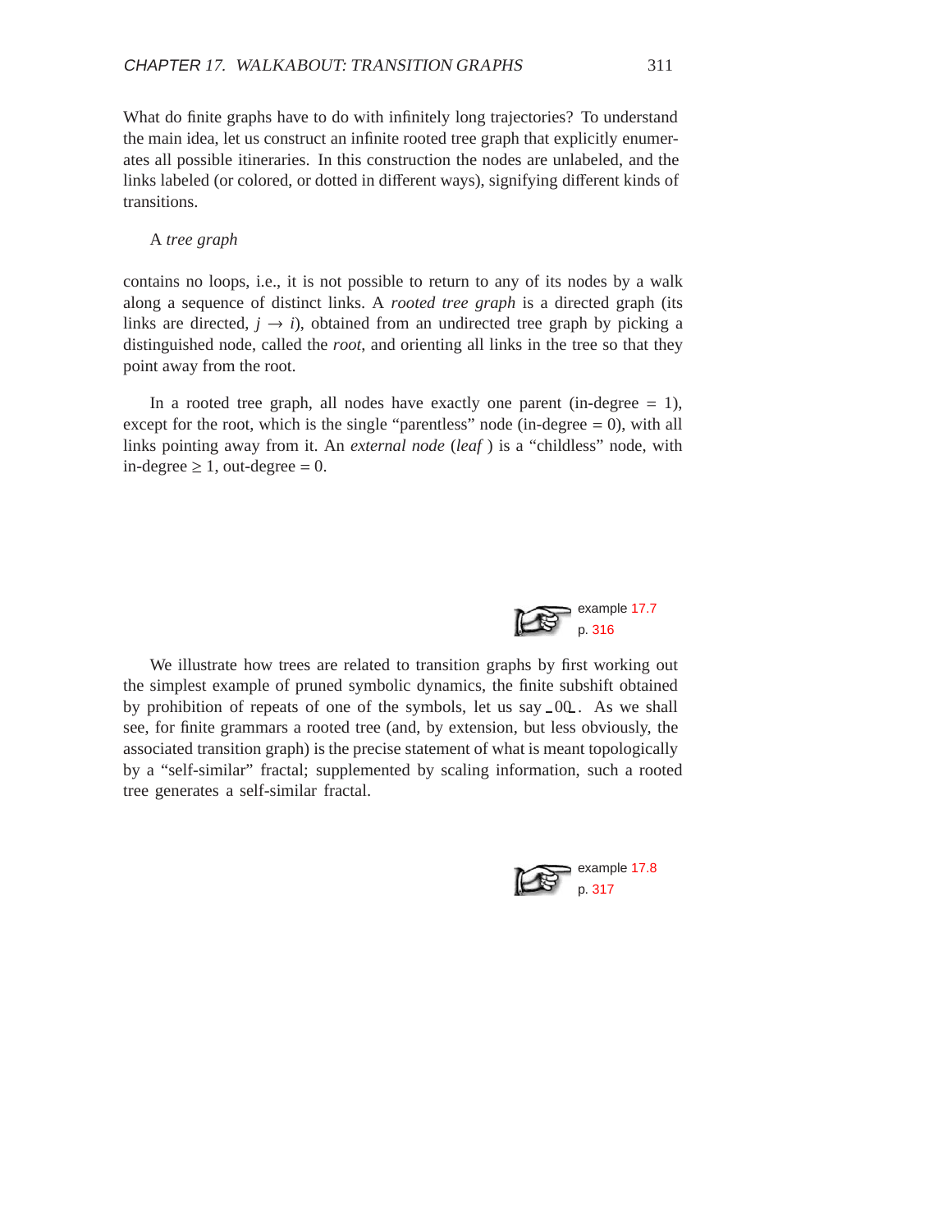What do finite graphs have to do with infinitely long trajectories? To understand the main idea, let us construct an infinite rooted tree graph that explicitly enumerates all possible itineraries. In this construction the nodes are unlabeled, and the links labeled (or colored, or dotted in different ways), signifying different kinds of transitions.

A *tree graph*

contains no loops, i.e., it is not possible to return to any of its nodes by a walk along a sequence of distinct links. A *rooted tree graph* is a directed graph (its links are directed, $j \to i$), obtained from an undirected tree graph by picking a distinguished node, called the *root*, and orienting all links in the tree so that they point away from the root.

In a rooted tree graph, all nodes have exactly one parent (in-degree = 1), except for the root, which is the single "parentless" node (in-degree = 0), with all links pointing away from it. An *external node* (*leaf* ) is a "childless" node, with in-degree $\geq 1$, out-degree = 0.

example 17.7
p. 316

We illustrate how trees are related to transition graphs by first working out the simplest example of pruned symbolic dynamics, the finite subshift obtained by prohibition of repeats of one of the symbols, let us say $\_00\_$. As we shall see, for finite grammars a rooted tree (and, by extension, but less obviously, the associated transition graph) is the precise statement of what is meant topologically by a "self-similar" fractal; supplemented by scaling information, such a rooted tree generates a self-similar fractal.

example 17.8
p. 317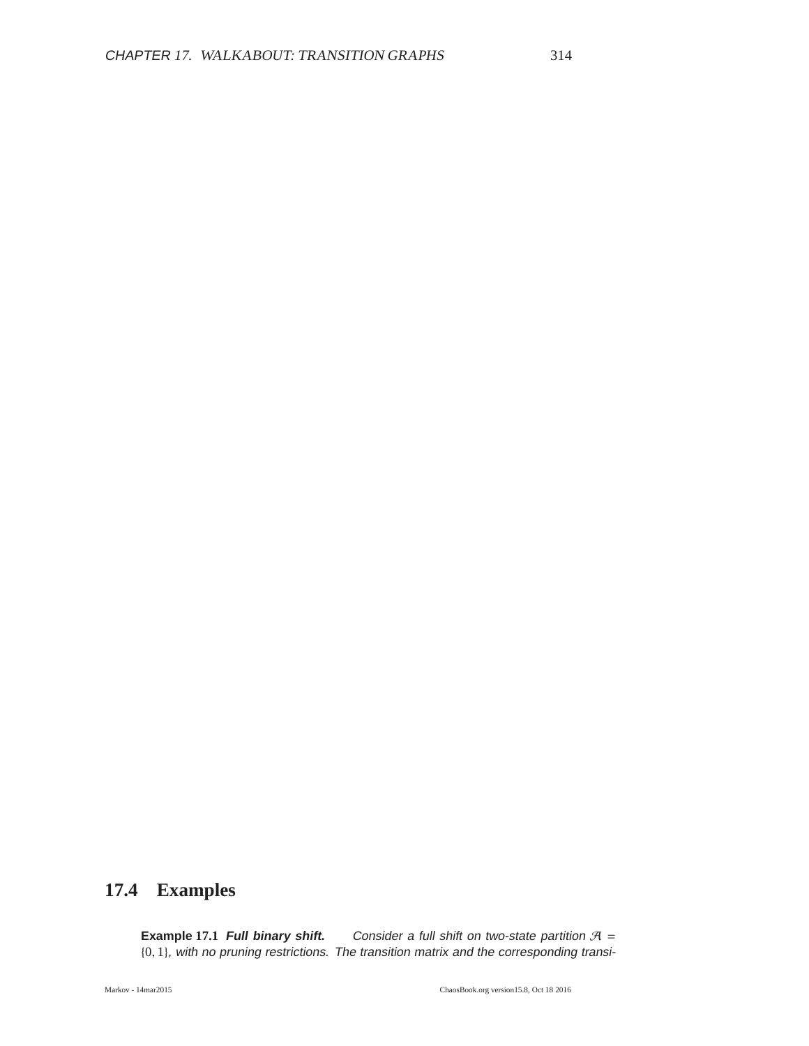## 17.4 Examples

**Example 17.1** ***Full binary shift.*** *Consider a full shift on two-state partition* $\mathcal{A} = \{0, 1\}$*, with no pruning restrictions. The transition matrix and the corresponding transi-*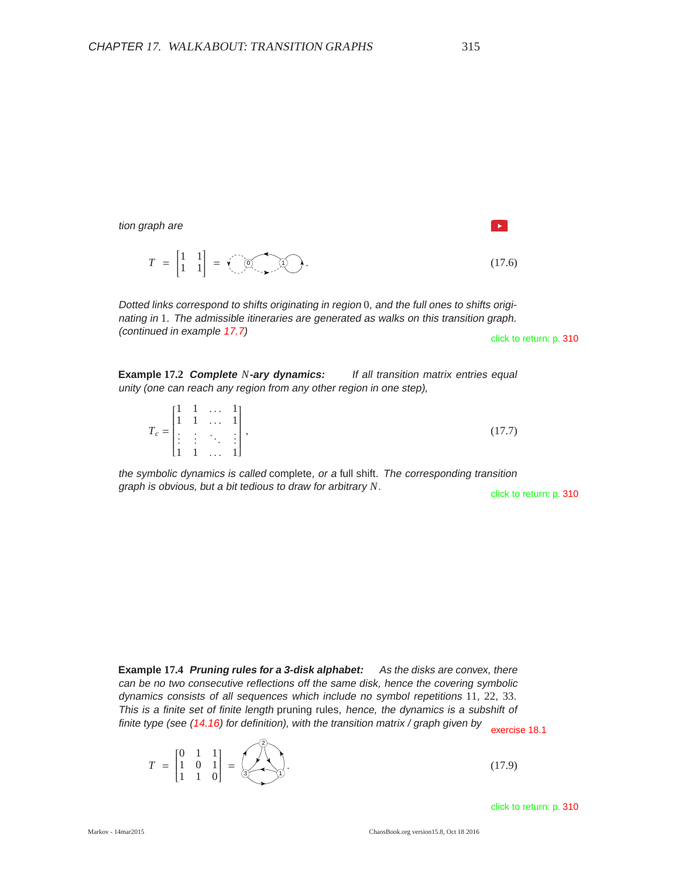*tion graph are*

$$T = \begin{bmatrix} 1 & 1 \\ 1 & 1 \end{bmatrix} = \quad . \tag{17.6}$$

*Dotted links correspond to shifts originating in region* 0*, and the full ones to shifts originating in* 1*. The admissible itineraries are generated as walks on this transition graph. (continued in example 17.7)*

click to return: p. 310

**Example 17.2** ***Complete N-ary dynamics:*** *If all transition matrix entries equal unity (one can reach any region from any other region in one step),*

$$T_c = \begin{bmatrix} 1 & 1 & \dots & 1 \\ 1 & 1 & \dots & 1 \\ \vdots & \vdots & \ddots & \vdots \\ 1 & 1 & \dots & 1 \end{bmatrix}, \tag{17.7}$$

*the symbolic dynamics is called* complete*, or a* full shift*. The corresponding transition graph is obvious, but a bit tedious to draw for arbitrary $N$.*

click to return: p. 310

**Example 17.4** ***Pruning rules for a 3-disk alphabet:*** *As the disks are convex, there can be no two consecutive reflections off the same disk, hence the covering symbolic dynamics consists of all sequences which include no symbol repetitions* 11, 22, 33*. This is a finite set of finite length* pruning rules*, hence, the dynamics is a subshift of finite type (see (14.16) for definition), with the transition matrix / graph given by*

exercise 18.1

$$T = \begin{bmatrix} 0 & 1 & 1 \\ 1 & 0 & 1 \\ 1 & 1 & 0 \end{bmatrix} = \quad . \tag{17.9}$$

click to return: p. 310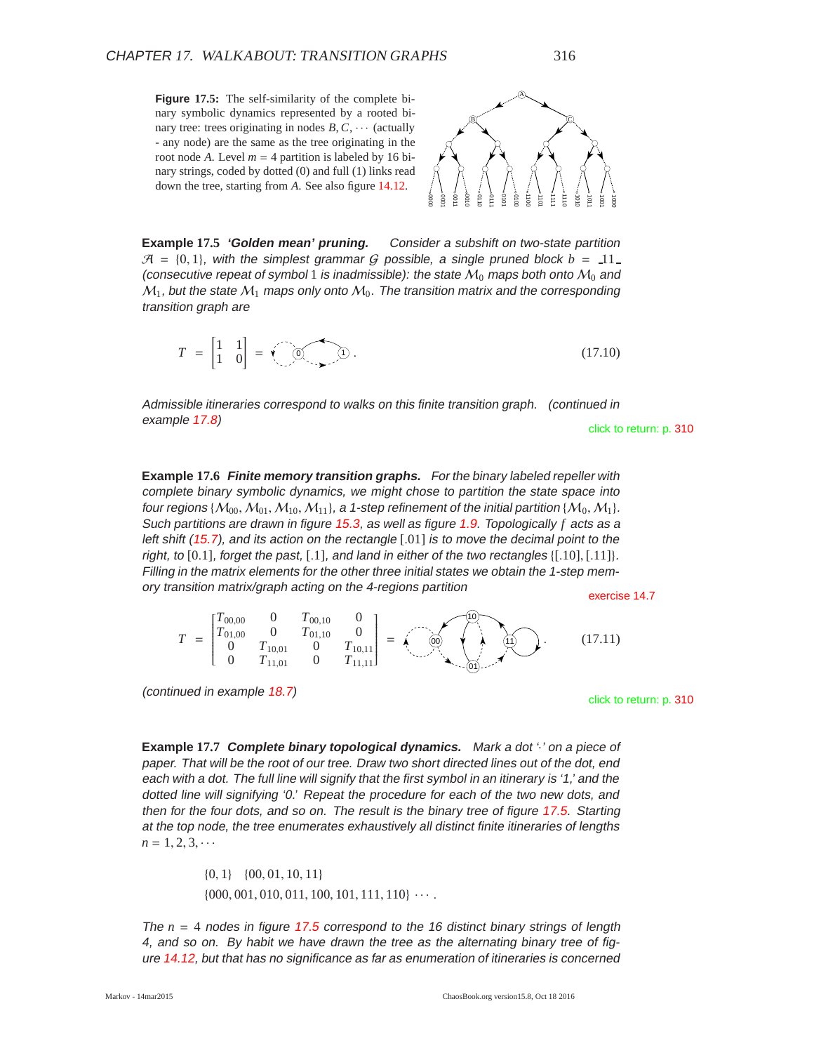**Figure 17.5:** The self-similarity of the complete binary symbolic dynamics represented by a rooted binary tree: trees originating in nodes $B, C, \cdots$ (actually - any node) are the same as the tree originating in the root node $A$. Level $m = 4$ partition is labeled by 16 binary strings, coded by dotted (0) and full (1) links read down the tree, starting from $A$. See also figure 14.12.

**Example 17.5** ***'Golden mean' pruning.*** *Consider a subshift on two-state partition $\mathcal{A} = \{0, 1\}$, with the simplest grammar $\mathcal{G}$ possible, a single pruned block $b = \_11\_$ (consecutive repeat of symbol 1 is inadmissible): the state $\mathcal{M}_0$ maps both onto $\mathcal{M}_0$ and $\mathcal{M}_1$, but the state $\mathcal{M}_1$ maps only onto $\mathcal{M}_0$. The transition matrix and the corresponding transition graph are*

$$T = \begin{bmatrix} 1 & 1 \\ 1 & 0 \end{bmatrix} = \quad . \tag{17.10}$$

*Admissible itineraries correspond to walks on this finite transition graph. (continued in example 17.8)*

click to return: p. 310

**Example 17.6** ***Finite memory transition graphs.*** *For the binary labeled repeller with complete binary symbolic dynamics, we might chose to partition the state space into four regions $\{\mathcal{M}_{00}, \mathcal{M}_{01}, \mathcal{M}_{10}, \mathcal{M}_{11}\}$, a 1-step refinement of the initial partition $\{\mathcal{M}_0, \mathcal{M}_1\}$. Such partitions are drawn in figure 15.3, as well as figure 1.9. Topologically $f$ acts as a left shift (15.7), and its action on the rectangle $[.01]$ is to move the decimal point to the right, to $[0.1]$, forget the past, $[.1]$, and land in either of the two rectangles $\{[.10], [.11]\}$. Filling in the matrix elements for the other three initial states we obtain the 1-step memory transition matrix/graph acting on the 4-regions partition*

exercise 14.7

$$T = \begin{bmatrix} T_{00,00} & 0 & T_{00,10} & 0 \\ T_{01,00} & 0 & T_{01,10} & 0 \\ 0 & T_{10,01} & 0 & T_{10,11} \\ 0 & T_{11,01} & 0 & T_{11,11} \end{bmatrix} = \quad . \tag{17.11}$$

*(continued in example 18.7)*

click to return: p. 310

**Example 17.7** ***Complete binary topological dynamics.*** *Mark a dot '·' on a piece of paper. That will be the root of our tree. Draw two short directed lines out of the dot, end each with a dot. The full line will signify that the first symbol in an itinerary is '1,' and the dotted line will signifying '0.' Repeat the procedure for each of the two new dots, and then for the four dots, and so on. The result is the binary tree of figure 17.5. Starting at the top node, the tree enumerates exhaustively all distinct finite itineraries of lengths $n = 1, 2, 3, \cdots$*

$$\{0, 1\} \quad \{00, 01, 10, 11\}$$
$$\{000, 001, 010, 011, 100, 101, 111, 110\} \cdots .$$

*The $n = 4$ nodes in figure 17.5 correspond to the 16 distinct binary strings of length 4, and so on. By habit we have drawn the tree as the alternating binary tree of figure 14.12, but that has no significance as far as enumeration of itineraries is concerned*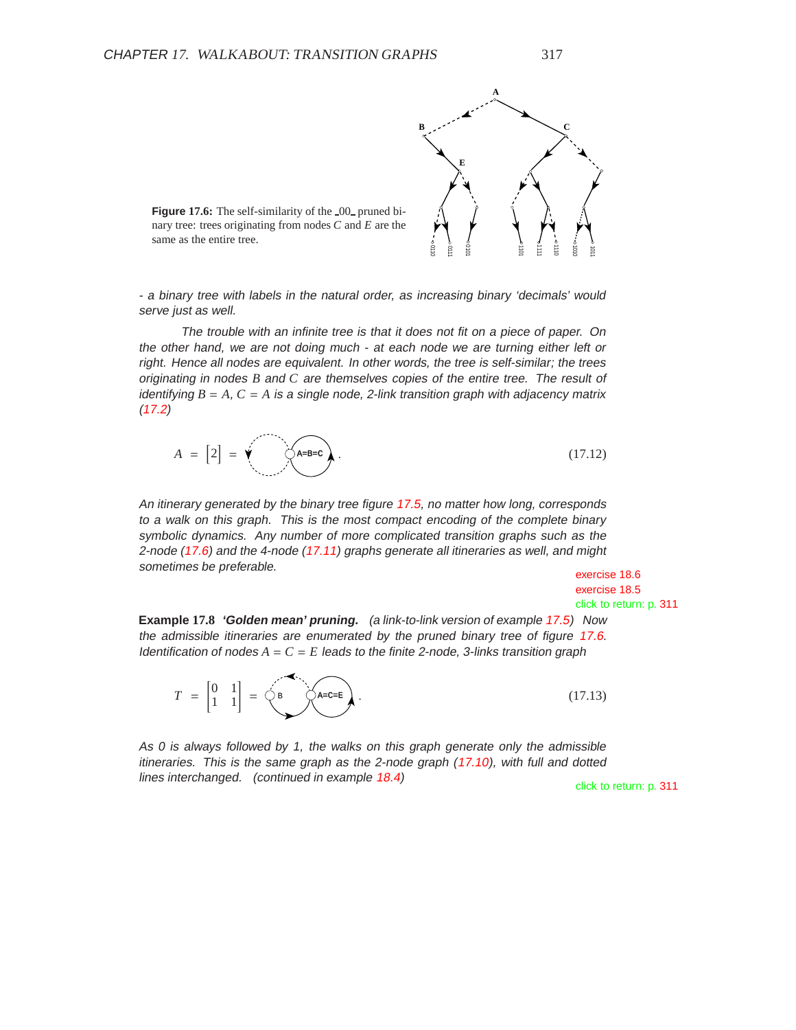**Figure 17.6:** The self-similarity of the _00_ pruned binary tree: trees originating from nodes $C$ and $E$ are the same as the entire tree.

- a binary tree with labels in the natural order, as increasing binary 'decimals' would serve just as well.

The trouble with an infinite tree is that it does not fit on a piece of paper. On the other hand, we are not doing much - at each node we are turning either left or right. Hence all nodes are equivalent. In other words, the tree is self-similar; the trees originating in nodes $B$ and $C$ are themselves copies of the entire tree. The result of identifying $B = A$, $C = A$ is a single node, 2-link transition graph with adjacency matrix (17.2)

$$A = \begin{bmatrix} 2 \end{bmatrix} = \quad . \tag{17.12}$$

An itinerary generated by the binary tree figure 17.5, no matter how long, corresponds to a walk on this graph. This is the most compact encoding of the complete binary symbolic dynamics. Any number of more complicated transition graphs such as the 2-node (17.6) and the 4-node (17.11) graphs generate all itineraries as well, and might sometimes be preferable.

exercise 18.6
exercise 18.5
click to return: p. 311

**Example 17.8** ***'Golden mean' pruning.*** *(a link-to-link version of example 17.5)* Now the admissible itineraries are enumerated by the pruned binary tree of figure 17.6. Identification of nodes $A = C = E$ leads to the finite 2-node, 3-links transition graph

$$T = \begin{bmatrix} 0 & 1 \\ 1 & 1 \end{bmatrix} = \quad . \tag{17.13}$$

As 0 is always followed by 1, the walks on this graph generate only the admissible itineraries. This is the same graph as the 2-node graph (17.10), with full and dotted lines interchanged. (continued in example 18.4)

click to return: p. 311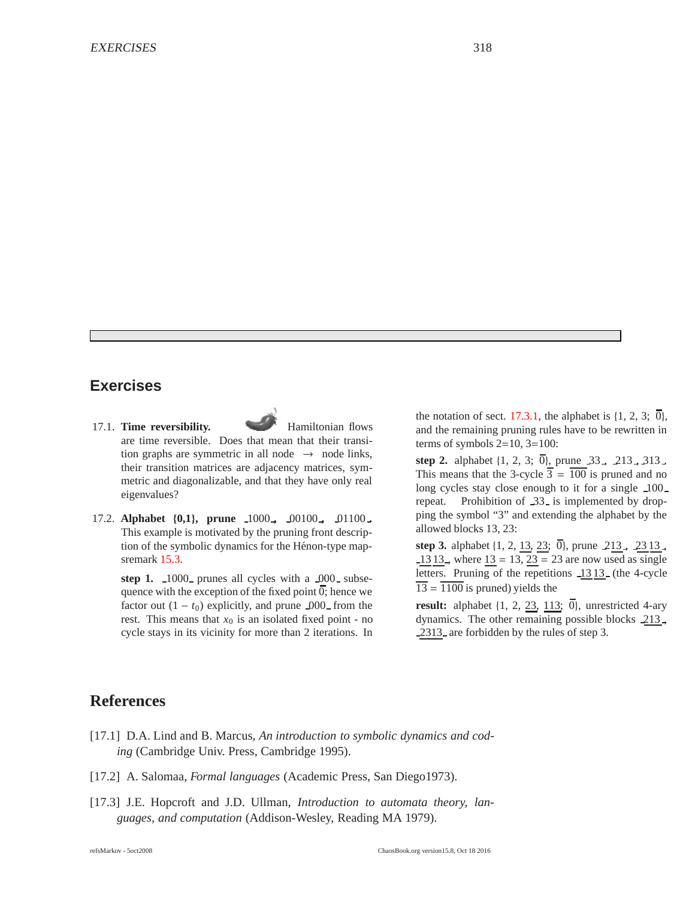## Exercises

17.1. **Time reversibility.** Hamiltonian flows are time reversible. Does that mean that their transition graphs are symmetric in all node $\rightarrow$ node links, their transition matrices are adjacency matrices, symmetric and diagonalizable, and that they have only real eigenvalues?

17.2. **Alphabet {0,1}, prune** $\_1000\_$, $\_00100\_$, $\_01100\_$. This example is motivated by the pruning front description of the symbolic dynamics for the Hénon-type mapsremark 15.3.

**step 1.** $\_1000\_$ prunes all cycles with a $\_000\_$ subsequence with the exception of the fixed point $\overline{0}$; hence we factor out $(1 - t_0)$ explicitly, and prune $\_000\_$ from the rest. This means that $x_0$ is an isolated fixed point - no cycle stays in its vicinity for more than 2 iterations. In the notation of sect. 17.3.1, the alphabet is $\{1, 2, 3; \overline{0}\}$, and the remaining pruning rules have to be rewritten in terms of symbols 2=10, 3=100:

**step 2.** alphabet $\{1, 2, 3; \overline{0}\}$, prune $\_33\_$, $\_213\_$, $\_313\_$. This means that the 3-cycle $\overline{3} = \overline{100}$ is pruned and no long cycles stay close enough to it for a single $\_100\_$ repeat. Prohibition of $\_33\_$ is implemented by dropping the symbol "3" and extending the alphabet by the allowed blocks 13, 23:

**step 3.** alphabet $\{1, 2, \underline{13}, \underline{23}; \overline{0}\}$, prune $\_2\underline{13}\_$, $\_\underline{23}\,\underline{13}\_$, $\_\underline{13}\,\underline{13}\_$, where $\underline{13} = 13$, $\underline{23} = 23$ are now used as single letters. Pruning of the repetitions $\_\underline{13}\,\underline{13}\_$ (the 4-cycle $\overline{13} = \overline{1100}$ is pruned) yields the

**result:** alphabet $\{1, 2, \underline{23}, \underline{113}; \overline{0}\}$, unrestricted 4-ary dynamics. The other remaining possible blocks $\_2\underline{13}\_$, $\_\underline{23}\underline{13}\_$ are forbidden by the rules of step 3.

## References

[17.1] D.A. Lind and B. Marcus, *An introduction to symbolic dynamics and coding* (Cambridge Univ. Press, Cambridge 1995).

[17.2] A. Salomaa, *Formal languages* (Academic Press, San Diego1973).

[17.3] J.E. Hopcroft and J.D. Ullman, *Introduction to automata theory, languages, and computation* (Addison-Wesley, Reading MA 1979).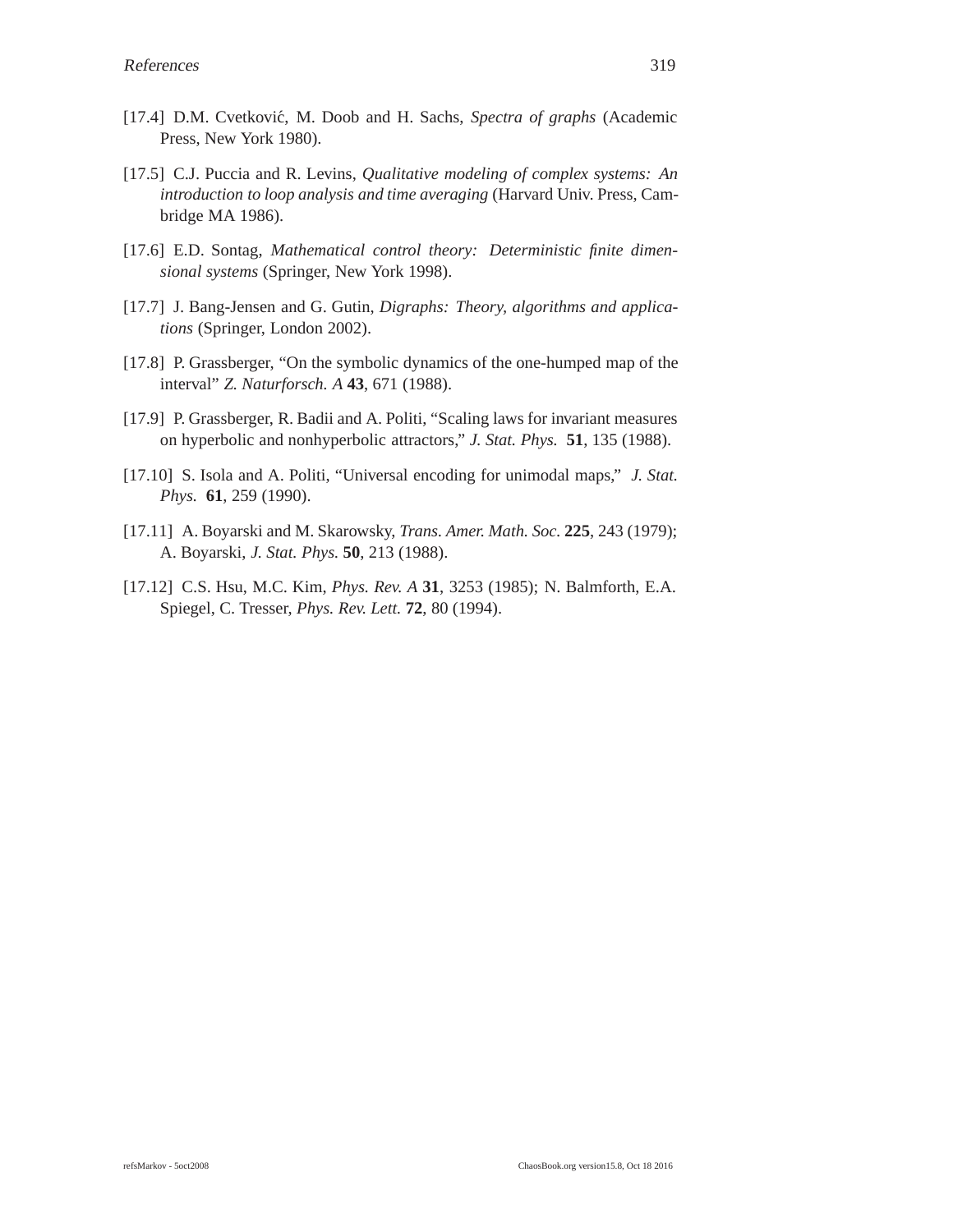[17.4] D.M. Cvetković, M. Doob and H. Sachs, *Spectra of graphs* (Academic Press, New York 1980).

[17.5] C.J. Puccia and R. Levins, *Qualitative modeling of complex systems: An introduction to loop analysis and time averaging* (Harvard Univ. Press, Cambridge MA 1986).

[17.6] E.D. Sontag, *Mathematical control theory: Deterministic finite dimensional systems* (Springer, New York 1998).

[17.7] J. Bang-Jensen and G. Gutin, *Digraphs: Theory, algorithms and applications* (Springer, London 2002).

[17.8] P. Grassberger, "On the symbolic dynamics of the one-humped map of the interval" *Z. Naturforsch. A* **43**, 671 (1988).

[17.9] P. Grassberger, R. Badii and A. Politi, "Scaling laws for invariant measures on hyperbolic and nonhyperbolic attractors," *J. Stat. Phys.* **51**, 135 (1988).

[17.10] S. Isola and A. Politi, "Universal encoding for unimodal maps," *J. Stat. Phys.* **61**, 259 (1990).

[17.11] A. Boyarski and M. Skarowsky, *Trans. Amer. Math. Soc.* **225**, 243 (1979); A. Boyarski, *J. Stat. Phys.* **50**, 213 (1988).

[17.12] C.S. Hsu, M.C. Kim, *Phys. Rev. A* **31**, 3253 (1985); N. Balmforth, E.A. Spiegel, C. Tresser, *Phys. Rev. Lett.* **72**, 80 (1994).